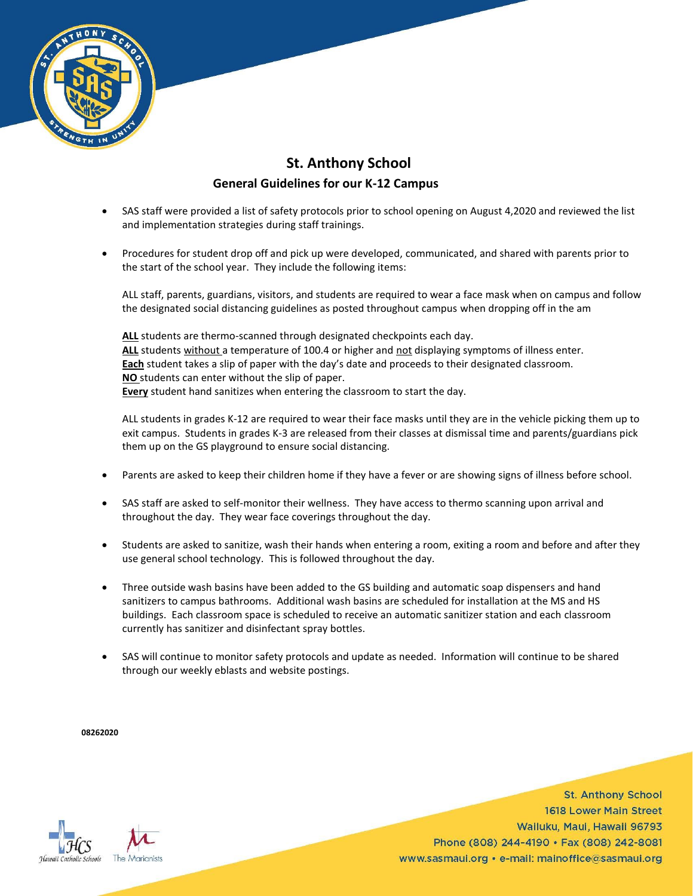# St. Anthony School

## General Guidelines for our K-12 Campus

- SAS staff were provided a list of safety protocols prior to school opening on August 4,2020 and reviewed the list and implementation strategies during staff trainings.

- Procedures for student drop off and pick up were developed, communicated, and shared with parents prior to the start of the school year. They include the following items:

  ALL staff, parents, guardians, visitors, and students are required to wear a face mask when on campus and follow the designated social distancing guidelines as posted throughout campus when dropping off in the am

  **ALL** students are thermo-scanned through designated checkpoints each day.
  **ALL** students without a temperature of 100.4 or higher and not displaying symptoms of illness enter.
  **Each** student takes a slip of paper with the day's date and proceeds to their designated classroom.
  **NO** students can enter without the slip of paper.
  **Every** student hand sanitizes when entering the classroom to start the day.

  ALL students in grades K-12 are required to wear their face masks until they are in the vehicle picking them up to exit campus. Students in grades K-3 are released from their classes at dismissal time and parents/guardians pick them up on the GS playground to ensure social distancing.

- Parents are asked to keep their children home if they have a fever or are showing signs of illness before school.

- SAS staff are asked to self-monitor their wellness. They have access to thermo scanning upon arrival and throughout the day. They wear face coverings throughout the day.

- Students are asked to sanitize, wash their hands when entering a room, exiting a room and before and after they use general school technology. This is followed throughout the day.

- Three outside wash basins have been added to the GS building and automatic soap dispensers and hand sanitizers to campus bathrooms. Additional wash basins are scheduled for installation at the MS and HS buildings. Each classroom space is scheduled to receive an automatic sanitizer station and each classroom currently has sanitizer and disinfectant spray bottles.

- SAS will continue to monitor safety protocols and update as needed. Information will continue to be shared through our weekly eblasts and website postings.

**08262020**

St. Anthony School
1618 Lower Main Street
Wailuku, Maui, Hawaii 96793
Phone (808) 244-4190 • Fax (808) 242-8081
www.sasmaui.org • e-mail: mainoffice@sasmaui.org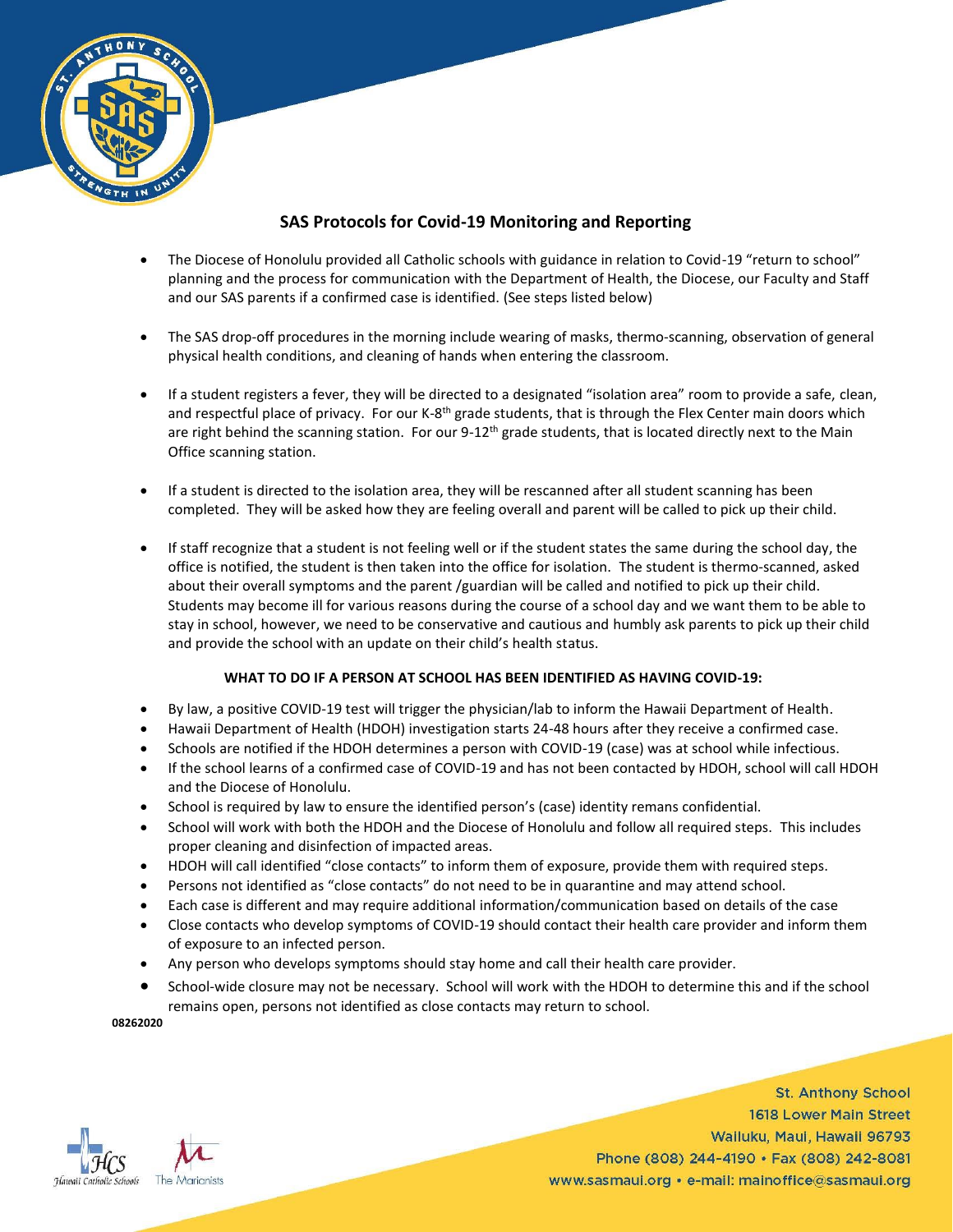## SAS Protocols for Covid-19 Monitoring and Reporting

- The Diocese of Honolulu provided all Catholic schools with guidance in relation to Covid-19 "return to school" planning and the process for communication with the Department of Health, the Diocese, our Faculty and Staff and our SAS parents if a confirmed case is identified. (See steps listed below)

- The SAS drop-off procedures in the morning include wearing of masks, thermo-scanning, observation of general physical health conditions, and cleaning of hands when entering the classroom.

- If a student registers a fever, they will be directed to a designated "isolation area" room to provide a safe, clean, and respectful place of privacy. For our K-8th grade students, that is through the Flex Center main doors which are right behind the scanning station. For our 9-12th grade students, that is located directly next to the Main Office scanning station.

- If a student is directed to the isolation area, they will be rescanned after all student scanning has been completed. They will be asked how they are feeling overall and parent will be called to pick up their child.

- If staff recognize that a student is not feeling well or if the student states the same during the school day, the office is notified, the student is then taken into the office for isolation. The student is thermo-scanned, asked about their overall symptoms and the parent /guardian will be called and notified to pick up their child. Students may become ill for various reasons during the course of a school day and we want them to be able to stay in school, however, we need to be conservative and cautious and humbly ask parents to pick up their child and provide the school with an update on their child's health status.

### WHAT TO DO IF A PERSON AT SCHOOL HAS BEEN IDENTIFIED AS HAVING COVID-19:

- By law, a positive COVID-19 test will trigger the physician/lab to inform the Hawaii Department of Health.
- Hawaii Department of Health (HDOH) investigation starts 24-48 hours after they receive a confirmed case.
- Schools are notified if the HDOH determines a person with COVID-19 (case) was at school while infectious.
- If the school learns of a confirmed case of COVID-19 and has not been contacted by HDOH, school will call HDOH and the Diocese of Honolulu.
- School is required by law to ensure the identified person's (case) identity remans confidential.
- School will work with both the HDOH and the Diocese of Honolulu and follow all required steps. This includes proper cleaning and disinfection of impacted areas.
- HDOH will call identified "close contacts" to inform them of exposure, provide them with required steps.
- Persons not identified as "close contacts" do not need to be in quarantine and may attend school.
- Each case is different and may require additional information/communication based on details of the case
- Close contacts who develop symptoms of COVID-19 should contact their health care provider and inform them of exposure to an infected person.
- Any person who develops symptoms should stay home and call their health care provider.
- School-wide closure may not be necessary. School will work with the HDOH to determine this and if the school remains open, persons not identified as close contacts may return to school.

**08262020**

St. Anthony School
1618 Lower Main Street
Wailuku, Maui, Hawaii 96793
Phone (808) 244-4190 • Fax (808) 242-8081
www.sasmaui.org • e-mail: mainoffice@sasmaui.org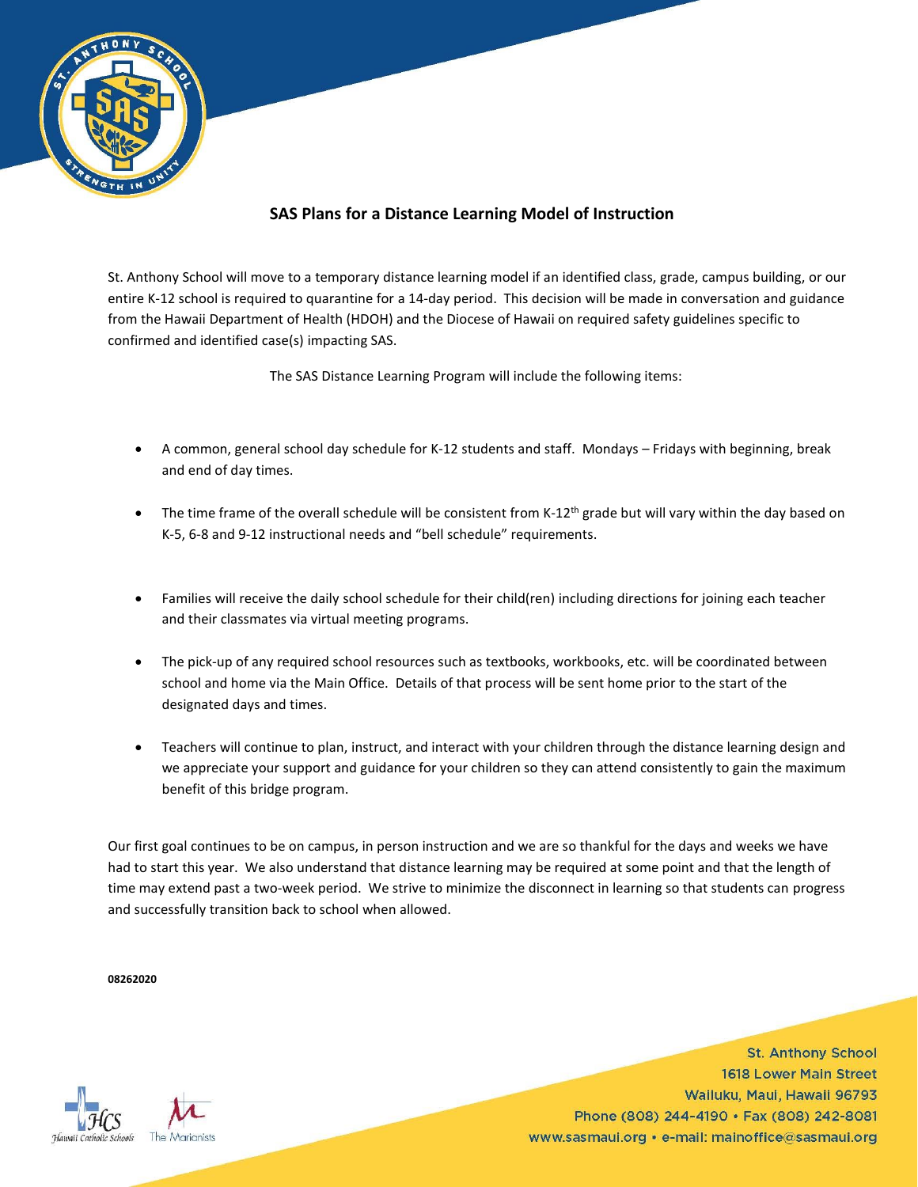## SAS Plans for a Distance Learning Model of Instruction

St. Anthony School will move to a temporary distance learning model if an identified class, grade, campus building, or our entire K-12 school is required to quarantine for a 14-day period. This decision will be made in conversation and guidance from the Hawaii Department of Health (HDOH) and the Diocese of Hawaii on required safety guidelines specific to confirmed and identified case(s) impacting SAS.

The SAS Distance Learning Program will include the following items:

- A common, general school day schedule for K-12 students and staff. Mondays – Fridays with beginning, break and end of day times.
- The time frame of the overall schedule will be consistent from K-12th grade but will vary within the day based on K-5, 6-8 and 9-12 instructional needs and "bell schedule" requirements.
- Families will receive the daily school schedule for their child(ren) including directions for joining each teacher and their classmates via virtual meeting programs.
- The pick-up of any required school resources such as textbooks, workbooks, etc. will be coordinated between school and home via the Main Office. Details of that process will be sent home prior to the start of the designated days and times.
- Teachers will continue to plan, instruct, and interact with your children through the distance learning design and we appreciate your support and guidance for your children so they can attend consistently to gain the maximum benefit of this bridge program.

Our first goal continues to be on campus, in person instruction and we are so thankful for the days and weeks we have had to start this year. We also understand that distance learning may be required at some point and that the length of time may extend past a two-week period. We strive to minimize the disconnect in learning so that students can progress and successfully transition back to school when allowed.

**08262020**

St. Anthony School
1618 Lower Main Street
Wailuku, Maui, Hawaii 96793
Phone (808) 244-4190 • Fax (808) 242-8081
www.sasmaui.org • e-mail: mainoffice@sasmaui.org